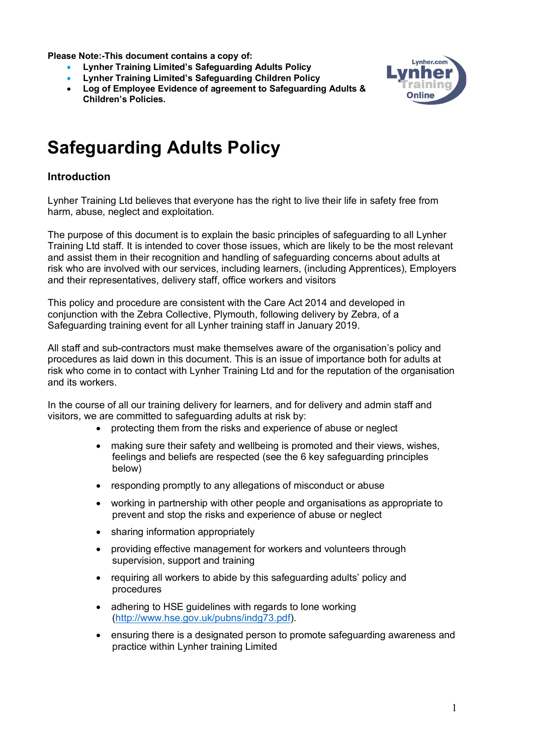**Please Note:-This document contains a copy of:**

- **Lynher Training Limited's Safeguarding Adults Policy**
- **Lynher Training Limited's Safeguarding Children Policy**
- **Log of Employee Evidence of agreement to Safeguarding Adults & Children's Policies.**

# Safeguarding Adults Policy

## Introduction

Lynher Training Ltd believes that everyone has the right to live their life in safety free from harm, abuse, neglect and exploitation.

The purpose of this document is to explain the basic principles of safeguarding to all Lynher Training Ltd staff. It is intended to cover those issues, which are likely to be the most relevant and assist them in their recognition and handling of safeguarding concerns about adults at risk who are involved with our services, including learners, (including Apprentices), Employers and their representatives, delivery staff, office workers and visitors

This policy and procedure are consistent with the Care Act 2014 and developed in conjunction with the Zebra Collective, Plymouth, following delivery by Zebra, of a Safeguarding training event for all Lynher training staff in January 2019.

All staff and sub-contractors must make themselves aware of the organisation's policy and procedures as laid down in this document. This is an issue of importance both for adults at risk who come in to contact with Lynher Training Ltd and for the reputation of the organisation and its workers.

In the course of all our training delivery for learners, and for delivery and admin staff and visitors, we are committed to safeguarding adults at risk by:

- protecting them from the risks and experience of abuse or neglect
- making sure their safety and wellbeing is promoted and their views, wishes, feelings and beliefs are respected (see the 6 key safeguarding principles below)
- responding promptly to any allegations of misconduct or abuse
- working in partnership with other people and organisations as appropriate to prevent and stop the risks and experience of abuse or neglect
- sharing information appropriately
- providing effective management for workers and volunteers through supervision, support and training
- requiring all workers to abide by this safeguarding adults' policy and procedures
- adhering to HSE guidelines with regards to lone working (http://www.hse.gov.uk/pubns/indg73.pdf).
- ensuring there is a designated person to promote safeguarding awareness and practice within Lynher training Limited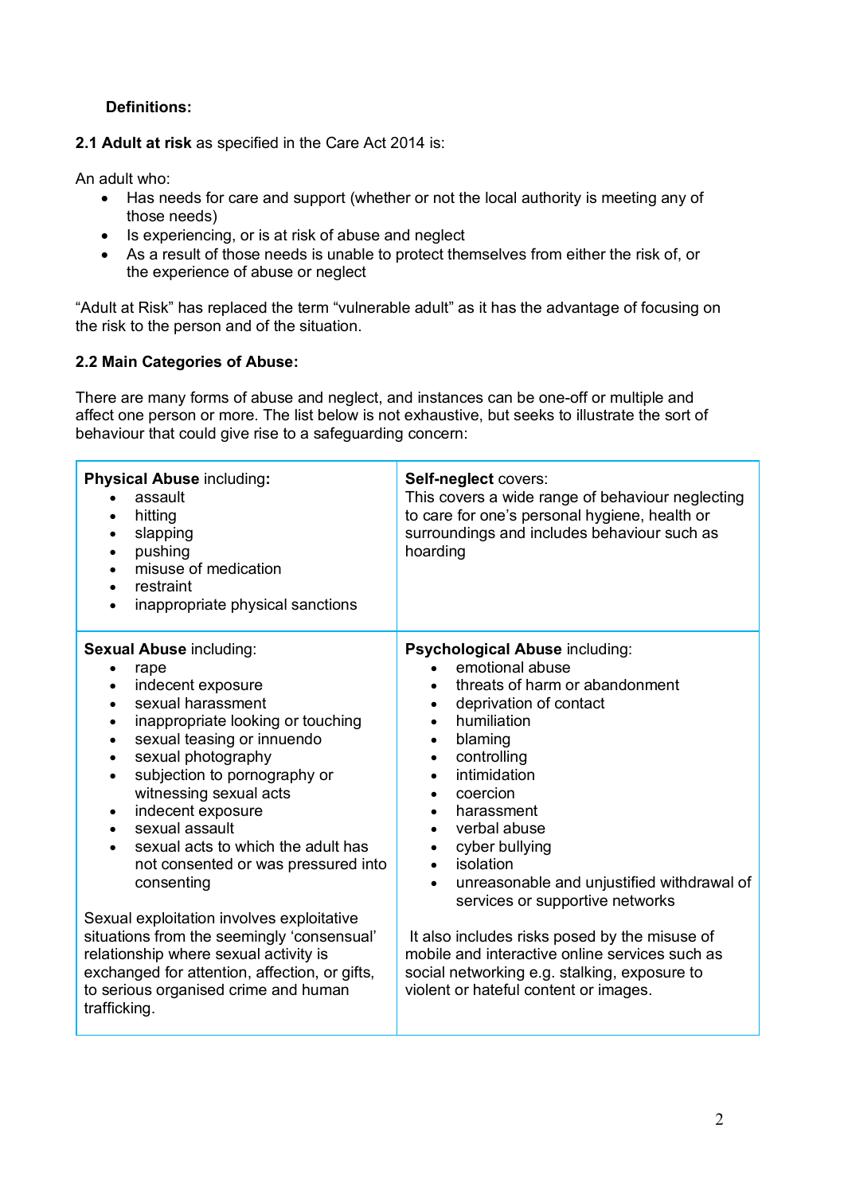**Definitions:**

**2.1 Adult at risk** as specified in the Care Act 2014 is:

An adult who:

- Has needs for care and support (whether or not the local authority is meeting any of those needs)
- Is experiencing, or is at risk of abuse and neglect
- As a result of those needs is unable to protect themselves from either the risk of, or the experience of abuse or neglect

"Adult at Risk" has replaced the term "vulnerable adult" as it has the advantage of focusing on the risk to the person and of the situation.

**2.2 Main Categories of Abuse:**

There are many forms of abuse and neglect, and instances can be one-off or multiple and affect one person or more. The list below is not exhaustive, but seeks to illustrate the sort of behaviour that could give rise to a safeguarding concern:

| | |
|---|---|
| **Physical Abuse** including**:**<br>• assault<br>• hitting<br>• slapping<br>• pushing<br>• misuse of medication<br>• restraint<br>• inappropriate physical sanctions | **Self-neglect** covers:<br>This covers a wide range of behaviour neglecting to care for one's personal hygiene, health or surroundings and includes behaviour such as hoarding |
| **Sexual Abuse** including:<br>• rape<br>• indecent exposure<br>• sexual harassment<br>• inappropriate looking or touching<br>• sexual teasing or innuendo<br>• sexual photography<br>• subjection to pornography or witnessing sexual acts<br>• indecent exposure<br>• sexual assault<br>• sexual acts to which the adult has not consented or was pressured into consenting<br><br>Sexual exploitation involves exploitative situations from the seemingly 'consensual' relationship where sexual activity is exchanged for attention, affection, or gifts, to serious organised crime and human trafficking. | **Psychological Abuse** including:<br>• emotional abuse<br>• threats of harm or abandonment<br>• deprivation of contact<br>• humiliation<br>• blaming<br>• controlling<br>• intimidation<br>• coercion<br>• harassment<br>• verbal abuse<br>• cyber bullying<br>• isolation<br>• unreasonable and unjustified withdrawal of services or supportive networks<br><br>It also includes risks posed by the misuse of mobile and interactive online services such as social networking e.g. stalking, exposure to violent or hateful content or images. |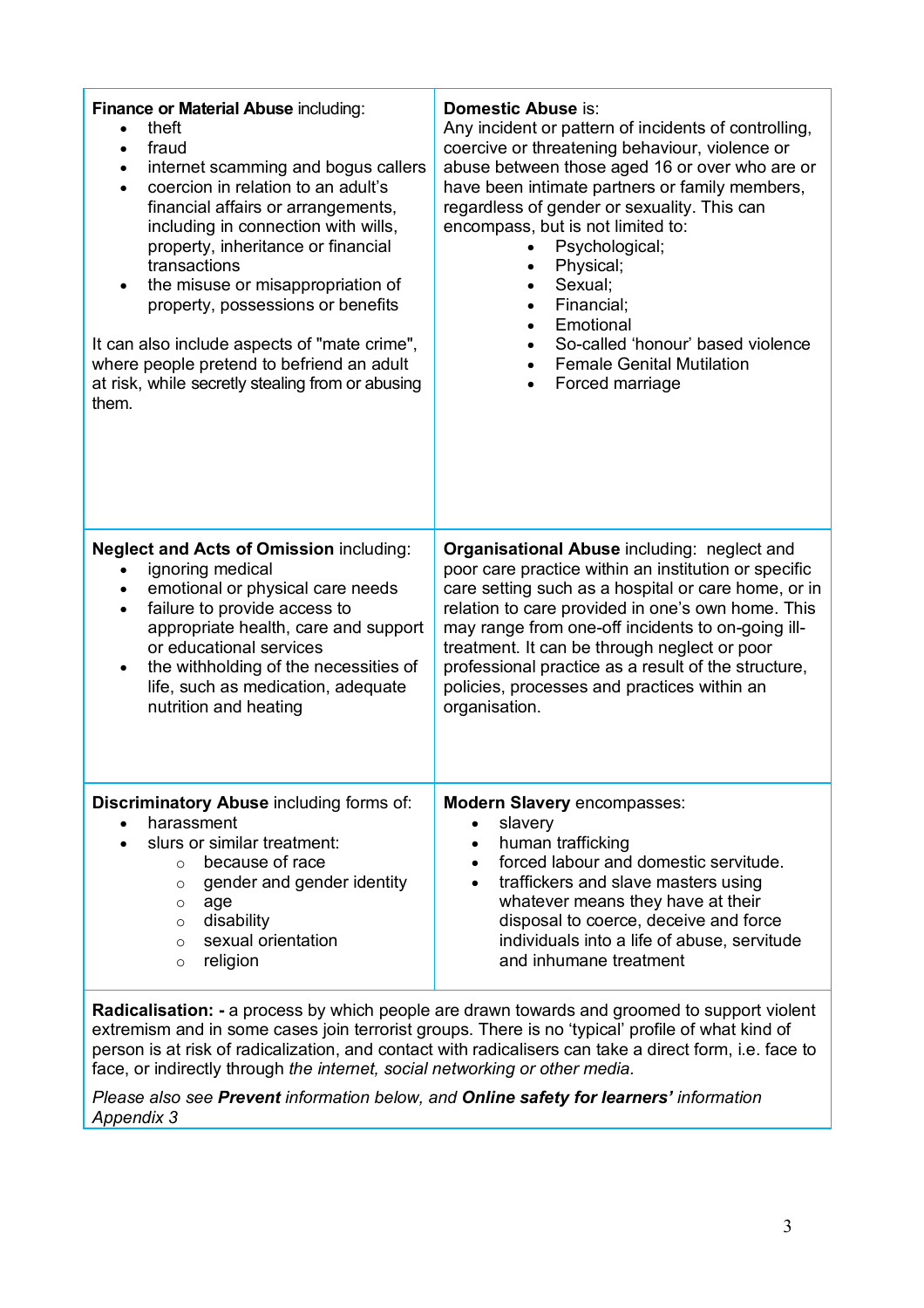**Finance or Material Abuse** including:

- theft
- fraud
- internet scamming and bogus callers
- coercion in relation to an adult's financial affairs or arrangements, including in connection with wills, property, inheritance or financial transactions
- the misuse or misappropriation of property, possessions or benefits

It can also include aspects of "mate crime", where people pretend to befriend an adult at risk, while secretly stealing from or abusing them.

**Domestic Abuse** is:
Any incident or pattern of incidents of controlling, coercive or threatening behaviour, violence or abuse between those aged 16 or over who are or have been intimate partners or family members, regardless of gender or sexuality. This can encompass, but is not limited to:

- Psychological;
- Physical;
- Sexual;
- Financial;
- Emotional
- So-called 'honour' based violence
- Female Genital Mutilation
- Forced marriage

**Neglect and Acts of Omission** including:

- ignoring medical
- emotional or physical care needs
- failure to provide access to appropriate health, care and support or educational services
- the withholding of the necessities of life, such as medication, adequate nutrition and heating

**Organisational Abuse** including: neglect and poor care practice within an institution or specific care setting such as a hospital or care home, or in relation to care provided in one's own home. This may range from one-off incidents to on-going ill-treatment. It can be through neglect or poor professional practice as a result of the structure, policies, processes and practices within an organisation.

**Discriminatory Abuse** including forms of:

- harassment
- slurs or similar treatment:
  - because of race
  - gender and gender identity
  - age
  - disability
  - sexual orientation
  - religion

**Modern Slavery** encompasses:

- slavery
- human trafficking
- forced labour and domestic servitude.
- traffickers and slave masters using whatever means they have at their disposal to coerce, deceive and force individuals into a life of abuse, servitude and inhumane treatment

**Radicalisation: -** a process by which people are drawn towards and groomed to support violent extremism and in some cases join terrorist groups. There is no 'typical' profile of what kind of person is at risk of radicalization, and contact with radicalisers can take a direct form, i.e. face to face, or indirectly through *the internet, social networking or other media.*

*Please also see **Prevent** information below, and **Online safety for learners'** information Appendix 3*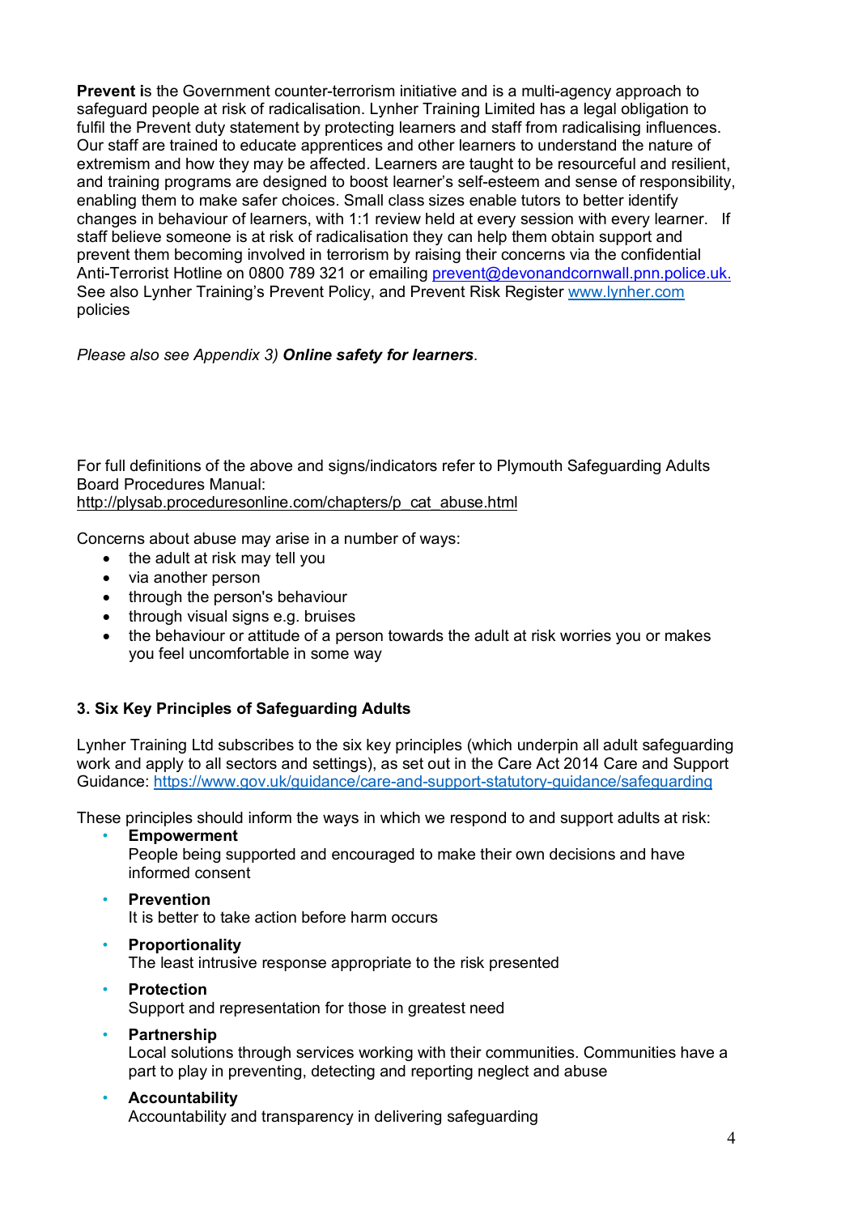**Prevent i**s the Government counter-terrorism initiative and is a multi-agency approach to safeguard people at risk of radicalisation. Lynher Training Limited has a legal obligation to fulfil the Prevent duty statement by protecting learners and staff from radicalising influences. Our staff are trained to educate apprentices and other learners to understand the nature of extremism and how they may be affected. Learners are taught to be resourceful and resilient, and training programs are designed to boost learner's self-esteem and sense of responsibility, enabling them to make safer choices. Small class sizes enable tutors to better identify changes in behaviour of learners, with 1:1 review held at every session with every learner. If staff believe someone is at risk of radicalisation they can help them obtain support and prevent them becoming involved in terrorism by raising their concerns via the confidential Anti-Terrorist Hotline on 0800 789 321 or emailing prevent@devonandcornwall.pnn.police.uk. See also Lynher Training's Prevent Policy, and Prevent Risk Register www.lynher.com policies

*Please also see Appendix 3)* ***Online safety for learners***.

For full definitions of the above and signs/indicators refer to Plymouth Safeguarding Adults Board Procedures Manual:
http://plysab.proceduresonline.com/chapters/p_cat_abuse.html

Concerns about abuse may arise in a number of ways:

- the adult at risk may tell you
- via another person
- through the person's behaviour
- through visual signs e.g. bruises
- the behaviour or attitude of a person towards the adult at risk worries you or makes you feel uncomfortable in some way

### 3. Six Key Principles of Safeguarding Adults

Lynher Training Ltd subscribes to the six key principles (which underpin all adult safeguarding work and apply to all sectors and settings), as set out in the Care Act 2014 Care and Support Guidance: https://www.gov.uk/guidance/care-and-support-statutory-guidance/safeguarding

These principles should inform the ways in which we respond to and support adults at risk:

- **Empowerment**
  People being supported and encouraged to make their own decisions and have informed consent
- **Prevention**
  It is better to take action before harm occurs
- **Proportionality**
  The least intrusive response appropriate to the risk presented
- **Protection**
  Support and representation for those in greatest need
- **Partnership**
  Local solutions through services working with their communities. Communities have a part to play in preventing, detecting and reporting neglect and abuse
- **Accountability**
  Accountability and transparency in delivering safeguarding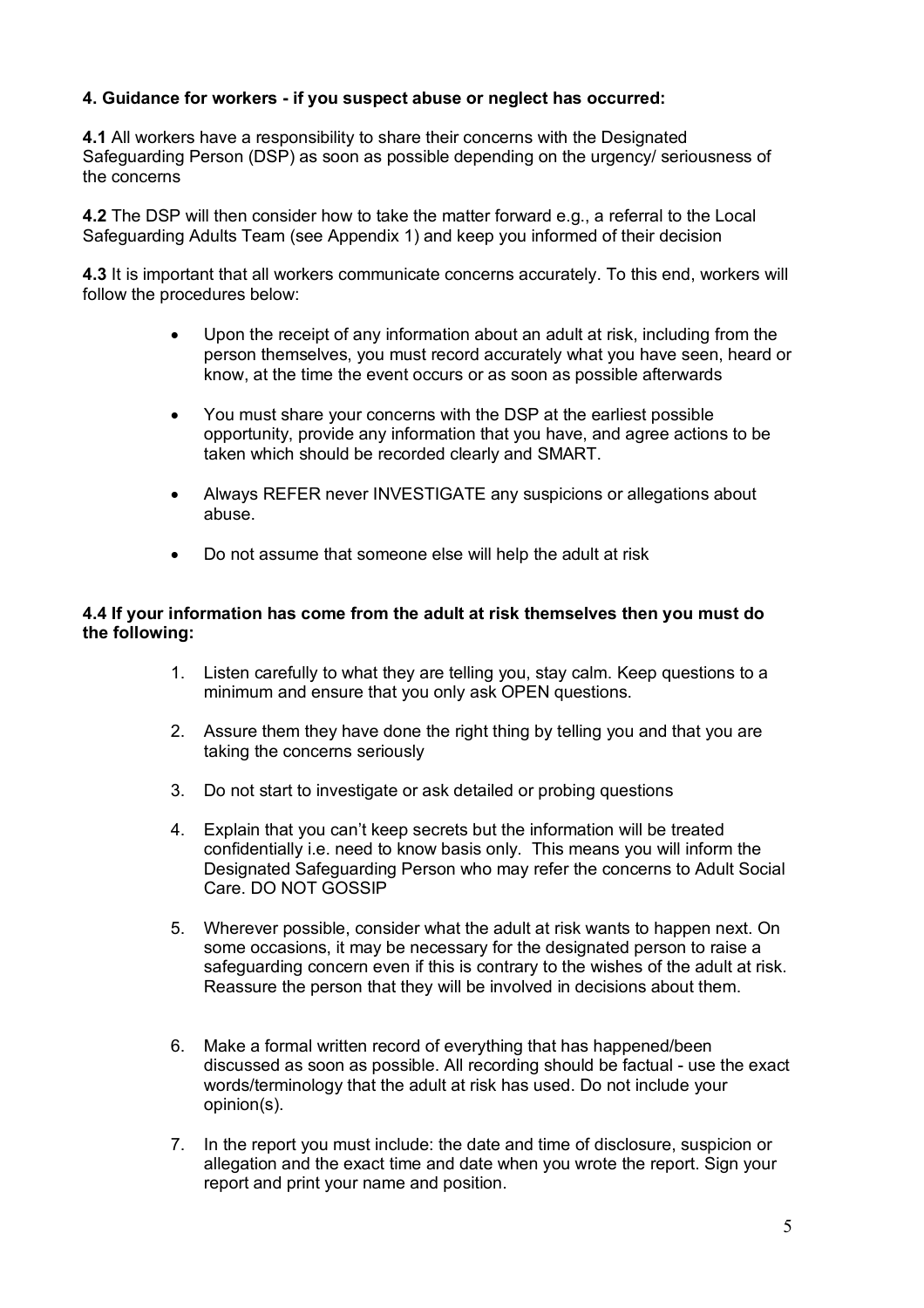**4. Guidance for workers - if you suspect abuse or neglect has occurred:**

**4.1** All workers have a responsibility to share their concerns with the Designated Safeguarding Person (DSP) as soon as possible depending on the urgency/ seriousness of the concerns

**4.2** The DSP will then consider how to take the matter forward e.g., a referral to the Local Safeguarding Adults Team (see Appendix 1) and keep you informed of their decision

**4.3** It is important that all workers communicate concerns accurately. To this end, workers will follow the procedures below:

- Upon the receipt of any information about an adult at risk, including from the person themselves, you must record accurately what you have seen, heard or know, at the time the event occurs or as soon as possible afterwards
- You must share your concerns with the DSP at the earliest possible opportunity, provide any information that you have, and agree actions to be taken which should be recorded clearly and SMART.
- Always REFER never INVESTIGATE any suspicions or allegations about abuse.
- Do not assume that someone else will help the adult at risk

**4.4 If your information has come from the adult at risk themselves then you must do the following:**

1. Listen carefully to what they are telling you, stay calm. Keep questions to a minimum and ensure that you only ask OPEN questions.
2. Assure them they have done the right thing by telling you and that you are taking the concerns seriously
3. Do not start to investigate or ask detailed or probing questions
4. Explain that you can't keep secrets but the information will be treated confidentially i.e. need to know basis only. This means you will inform the Designated Safeguarding Person who may refer the concerns to Adult Social Care. DO NOT GOSSIP
5. Wherever possible, consider what the adult at risk wants to happen next. On some occasions, it may be necessary for the designated person to raise a safeguarding concern even if this is contrary to the wishes of the adult at risk. Reassure the person that they will be involved in decisions about them.
6. Make a formal written record of everything that has happened/been discussed as soon as possible. All recording should be factual - use the exact words/terminology that the adult at risk has used. Do not include your opinion(s).
7. In the report you must include: the date and time of disclosure, suspicion or allegation and the exact time and date when you wrote the report. Sign your report and print your name and position.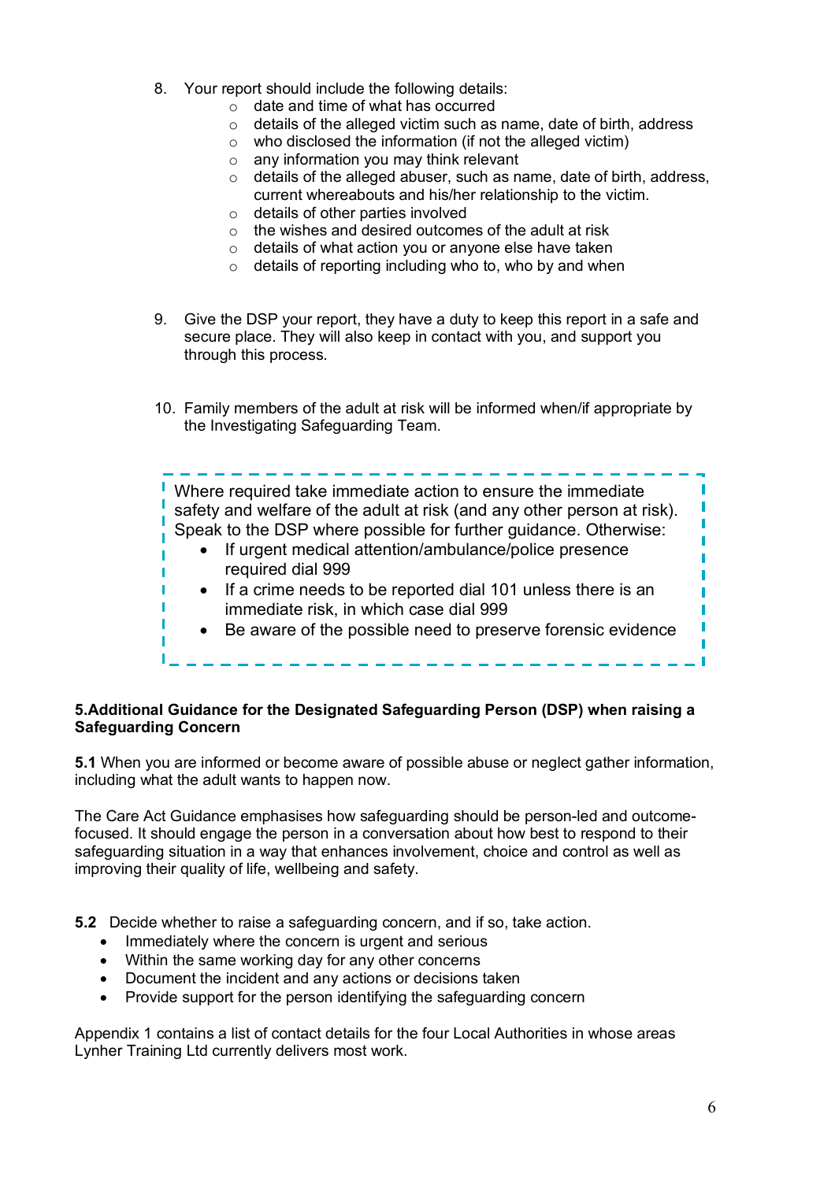8. Your report should include the following details:
    - date and time of what has occurred
    - details of the alleged victim such as name, date of birth, address
    - who disclosed the information (if not the alleged victim)
    - any information you may think relevant
    - details of the alleged abuser, such as name, date of birth, address, current whereabouts and his/her relationship to the victim.
    - details of other parties involved
    - the wishes and desired outcomes of the adult at risk
    - details of what action you or anyone else have taken
    - details of reporting including who to, who by and when

9. Give the DSP your report, they have a duty to keep this report in a safe and secure place. They will also keep in contact with you, and support you through this process.

10. Family members of the adult at risk will be informed when/if appropriate by the Investigating Safeguarding Team.

> Where required take immediate action to ensure the immediate safety and welfare of the adult at risk (and any other person at risk). Speak to the DSP where possible for further guidance. Otherwise:
>
> - If urgent medical attention/ambulance/police presence required dial 999
> - If a crime needs to be reported dial 101 unless there is an immediate risk, in which case dial 999
> - Be aware of the possible need to preserve forensic evidence

**5.Additional Guidance for the Designated Safeguarding Person (DSP) when raising a Safeguarding Concern**

**5.1** When you are informed or become aware of possible abuse or neglect gather information, including what the adult wants to happen now.

The Care Act Guidance emphasises how safeguarding should be person-led and outcome-focused. It should engage the person in a conversation about how best to respond to their safeguarding situation in a way that enhances involvement, choice and control as well as improving their quality of life, wellbeing and safety.

**5.2** Decide whether to raise a safeguarding concern, and if so, take action.

- Immediately where the concern is urgent and serious
- Within the same working day for any other concerns
- Document the incident and any actions or decisions taken
- Provide support for the person identifying the safeguarding concern

Appendix 1 contains a list of contact details for the four Local Authorities in whose areas Lynher Training Ltd currently delivers most work.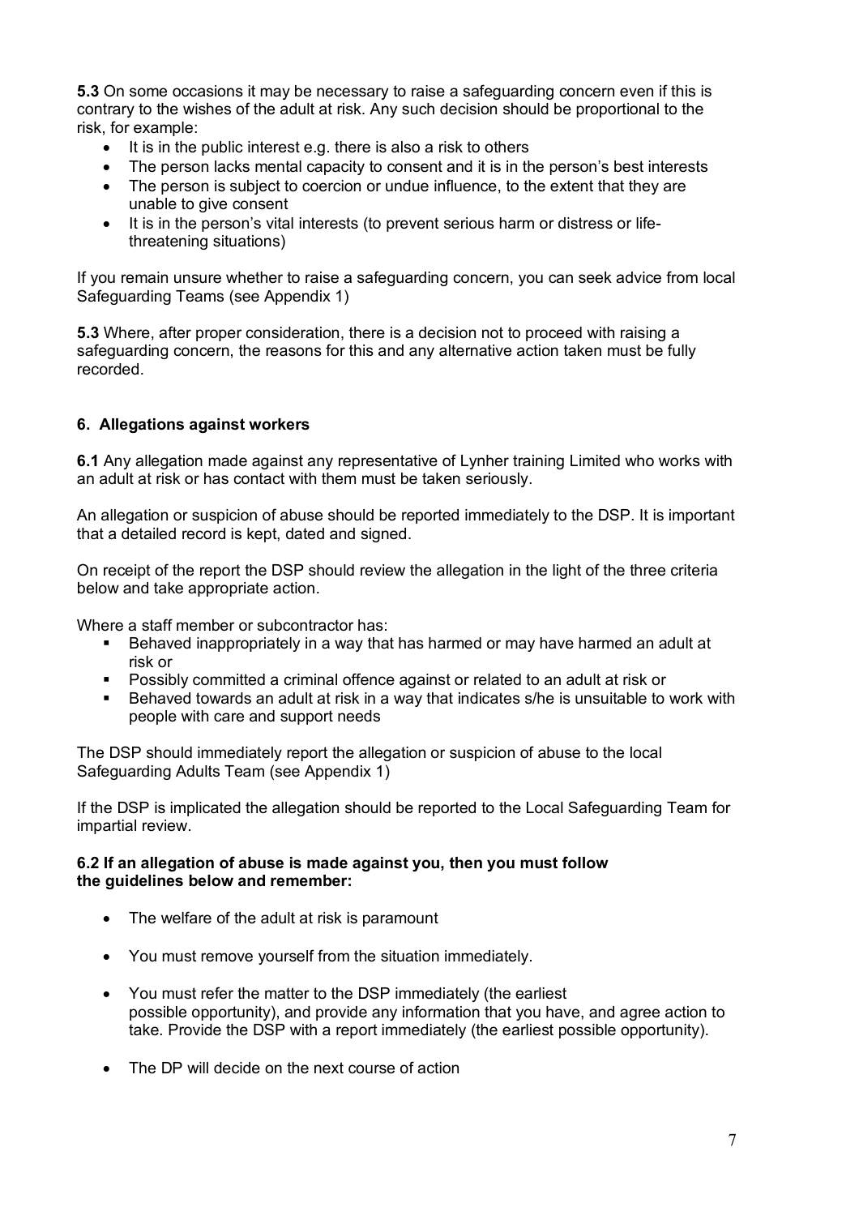**5.3** On some occasions it may be necessary to raise a safeguarding concern even if this is contrary to the wishes of the adult at risk. Any such decision should be proportional to the risk, for example:

- It is in the public interest e.g. there is also a risk to others
- The person lacks mental capacity to consent and it is in the person's best interests
- The person is subject to coercion or undue influence, to the extent that they are unable to give consent
- It is in the person's vital interests (to prevent serious harm or distress or life-threatening situations)

If you remain unsure whether to raise a safeguarding concern, you can seek advice from local Safeguarding Teams (see Appendix 1)

**5.3** Where, after proper consideration, there is a decision not to proceed with raising a safeguarding concern, the reasons for this and any alternative action taken must be fully recorded.

## 6. Allegations against workers

**6.1** Any allegation made against any representative of Lynher training Limited who works with an adult at risk or has contact with them must be taken seriously.

An allegation or suspicion of abuse should be reported immediately to the DSP. It is important that a detailed record is kept, dated and signed.

On receipt of the report the DSP should review the allegation in the light of the three criteria below and take appropriate action.

Where a staff member or subcontractor has:

- Behaved inappropriately in a way that has harmed or may have harmed an adult at risk or
- Possibly committed a criminal offence against or related to an adult at risk or
- Behaved towards an adult at risk in a way that indicates s/he is unsuitable to work with people with care and support needs

The DSP should immediately report the allegation or suspicion of abuse to the local Safeguarding Adults Team (see Appendix 1)

If the DSP is implicated the allegation should be reported to the Local Safeguarding Team for impartial review.

**6.2 If an allegation of abuse is made against you, then you must follow the guidelines below and remember:**

- The welfare of the adult at risk is paramount
- You must remove yourself from the situation immediately.
- You must refer the matter to the DSP immediately (the earliest possible opportunity), and provide any information that you have, and agree action to take. Provide the DSP with a report immediately (the earliest possible opportunity).
- The DP will decide on the next course of action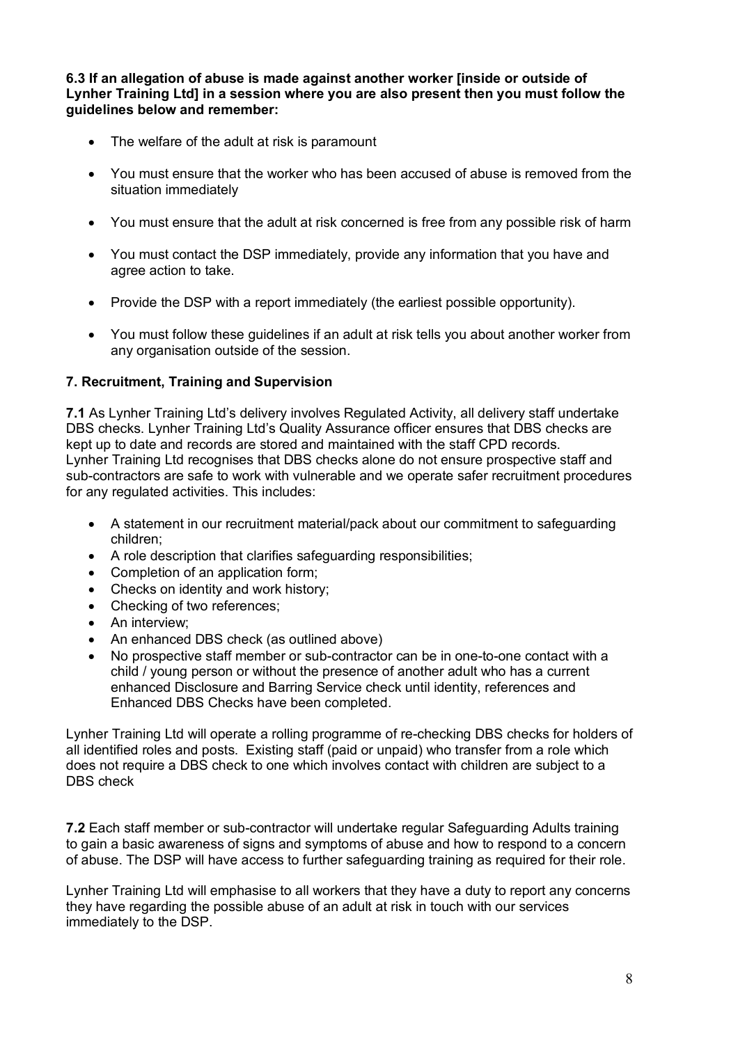**6.3 If an allegation of abuse is made against another worker [inside or outside of Lynher Training Ltd] in a session where you are also present then you must follow the guidelines below and remember:**

- The welfare of the adult at risk is paramount
- You must ensure that the worker who has been accused of abuse is removed from the situation immediately
- You must ensure that the adult at risk concerned is free from any possible risk of harm
- You must contact the DSP immediately, provide any information that you have and agree action to take.
- Provide the DSP with a report immediately (the earliest possible opportunity).
- You must follow these guidelines if an adult at risk tells you about another worker from any organisation outside of the session.

## 7. Recruitment, Training and Supervision

**7.1** As Lynher Training Ltd's delivery involves Regulated Activity, all delivery staff undertake DBS checks. Lynher Training Ltd's Quality Assurance officer ensures that DBS checks are kept up to date and records are stored and maintained with the staff CPD records. Lynher Training Ltd recognises that DBS checks alone do not ensure prospective staff and sub-contractors are safe to work with vulnerable and we operate safer recruitment procedures for any regulated activities. This includes:

- A statement in our recruitment material/pack about our commitment to safeguarding children;
- A role description that clarifies safeguarding responsibilities;
- Completion of an application form;
- Checks on identity and work history;
- Checking of two references;
- An interview;
- An enhanced DBS check (as outlined above)
- No prospective staff member or sub-contractor can be in one-to-one contact with a child / young person or without the presence of another adult who has a current enhanced Disclosure and Barring Service check until identity, references and Enhanced DBS Checks have been completed.

Lynher Training Ltd will operate a rolling programme of re-checking DBS checks for holders of all identified roles and posts. Existing staff (paid or unpaid) who transfer from a role which does not require a DBS check to one which involves contact with children are subject to a DBS check

**7.2** Each staff member or sub-contractor will undertake regular Safeguarding Adults training to gain a basic awareness of signs and symptoms of abuse and how to respond to a concern of abuse. The DSP will have access to further safeguarding training as required for their role.

Lynher Training Ltd will emphasise to all workers that they have a duty to report any concerns they have regarding the possible abuse of an adult at risk in touch with our services immediately to the DSP.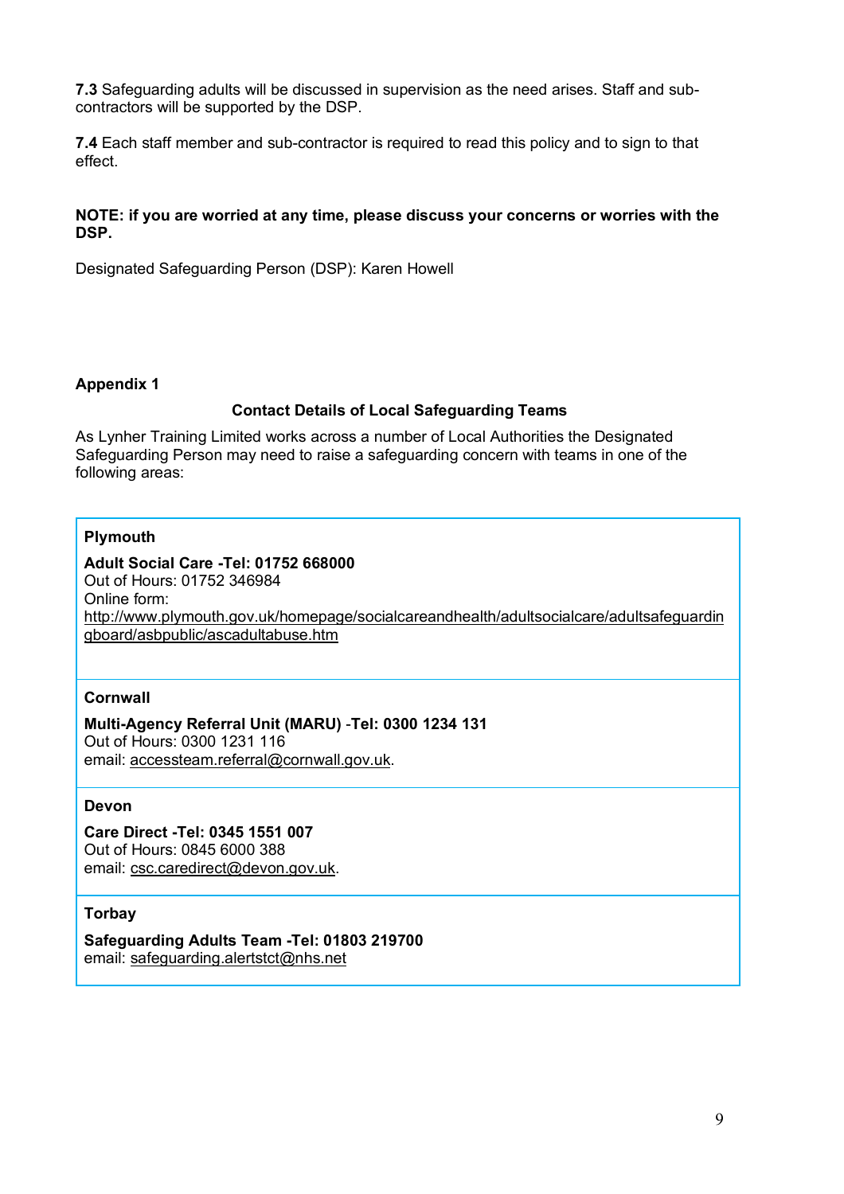**7.3** Safeguarding adults will be discussed in supervision as the need arises. Staff and sub-contractors will be supported by the DSP.

**7.4** Each staff member and sub-contractor is required to read this policy and to sign to that effect.

**NOTE: if you are worried at any time, please discuss your concerns or worries with the DSP.**

Designated Safeguarding Person (DSP): Karen Howell

**Appendix 1**

**Contact Details of Local Safeguarding Teams**

As Lynher Training Limited works across a number of Local Authorities the Designated Safeguarding Person may need to raise a safeguarding concern with teams in one of the following areas:

**Plymouth**

**Adult Social Care -Tel: 01752 668000**
Out of Hours: 01752 346984
Online form:
http://www.plymouth.gov.uk/homepage/socialcareandhealth/adultsocialcare/adultsafeguardingboard/asbpublic/ascadultabuse.htm

**Cornwall**

**Multi-Agency Referral Unit (MARU) -Tel: 0300 1234 131**
Out of Hours: 0300 1231 116
email: accessteam.referral@cornwall.gov.uk.

**Devon**

**Care Direct -Tel: 0345 1551 007**
Out of Hours: 0845 6000 388
email: csc.caredirect@devon.gov.uk.

**Torbay**

**Safeguarding Adults Team -Tel: 01803 219700**
email: safeguarding.alertstct@nhs.net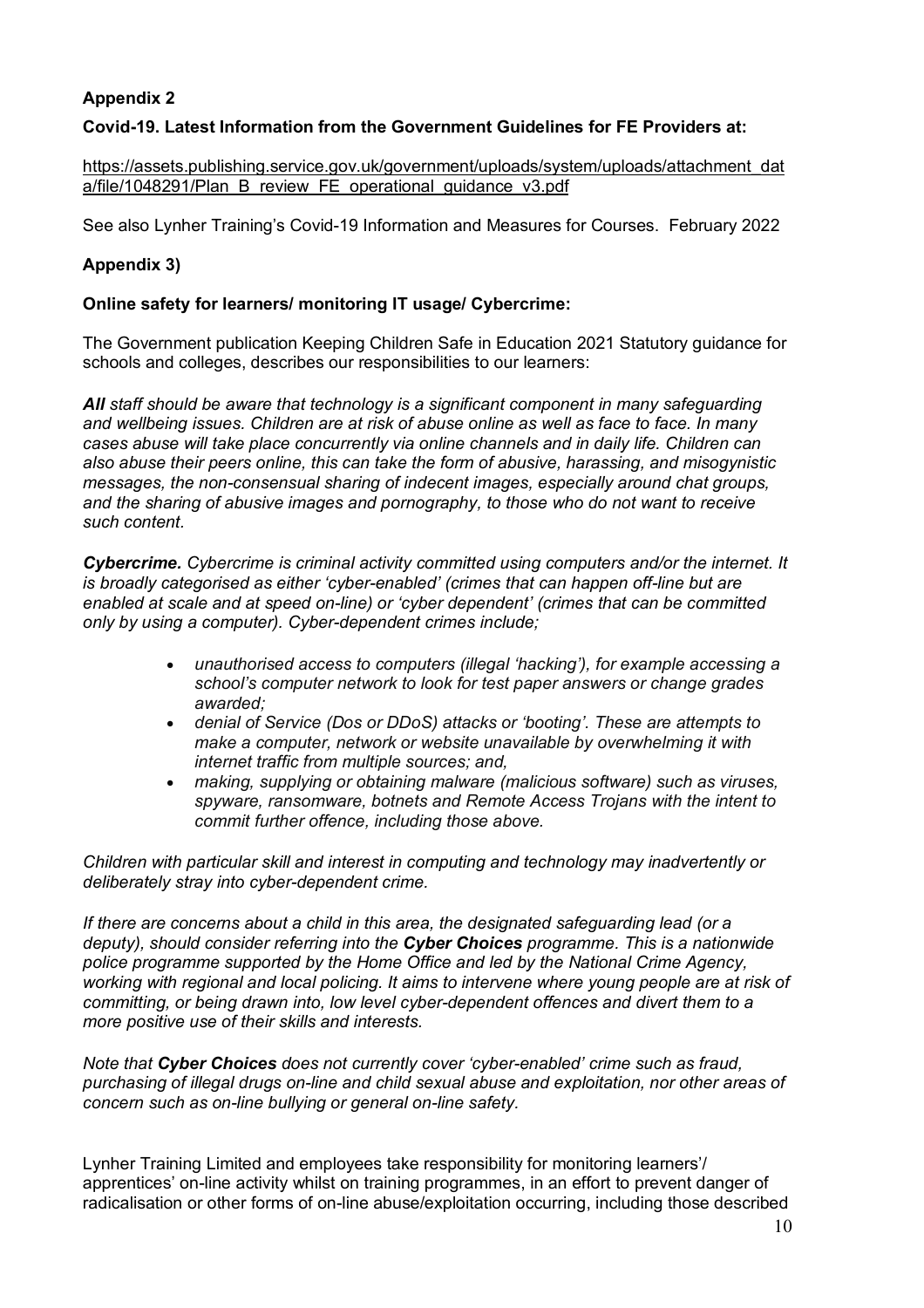**Appendix 2**

**Covid-19. Latest Information from the Government Guidelines for FE Providers at:**

https://assets.publishing.service.gov.uk/government/uploads/system/uploads/attachment_data/file/1048291/Plan_B_review_FE_operational_guidance_v3.pdf

See also Lynher Training's Covid-19 Information and Measures for Courses. February 2022

**Appendix 3)**

**Online safety for learners/ monitoring IT usage/ Cybercrime:**

The Government publication Keeping Children Safe in Education 2021 Statutory guidance for schools and colleges, describes our responsibilities to our learners:

***All** staff should be aware that technology is a significant component in many safeguarding and wellbeing issues. Children are at risk of abuse online as well as face to face. In many cases abuse will take place concurrently via online channels and in daily life. Children can also abuse their peers online, this can take the form of abusive, harassing, and misogynistic messages, the non-consensual sharing of indecent images, especially around chat groups, and the sharing of abusive images and pornography, to those who do not want to receive such content.*

***Cybercrime.** Cybercrime is criminal activity committed using computers and/or the internet. It is broadly categorised as either 'cyber-enabled' (crimes that can happen off-line but are enabled at scale and at speed on-line) or 'cyber dependent' (crimes that can be committed only by using a computer). Cyber-dependent crimes include;*

- *unauthorised access to computers (illegal 'hacking'), for example accessing a school's computer network to look for test paper answers or change grades awarded;*
- *denial of Service (Dos or DDoS) attacks or 'booting'. These are attempts to make a computer, network or website unavailable by overwhelming it with internet traffic from multiple sources; and,*
- *making, supplying or obtaining malware (malicious software) such as viruses, spyware, ransomware, botnets and Remote Access Trojans with the intent to commit further offence, including those above.*

*Children with particular skill and interest in computing and technology may inadvertently or deliberately stray into cyber-dependent crime.*

*If there are concerns about a child in this area, the designated safeguarding lead (or a deputy), should consider referring into the **Cyber Choices** programme. This is a nationwide police programme supported by the Home Office and led by the National Crime Agency, working with regional and local policing. It aims to intervene where young people are at risk of committing, or being drawn into, low level cyber-dependent offences and divert them to a more positive use of their skills and interests.*

*Note that **Cyber Choices** does not currently cover 'cyber-enabled' crime such as fraud, purchasing of illegal drugs on-line and child sexual abuse and exploitation, nor other areas of concern such as on-line bullying or general on-line safety.*

Lynher Training Limited and employees take responsibility for monitoring learners'/ apprentices' on-line activity whilst on training programmes, in an effort to prevent danger of radicalisation or other forms of on-line abuse/exploitation occurring, including those described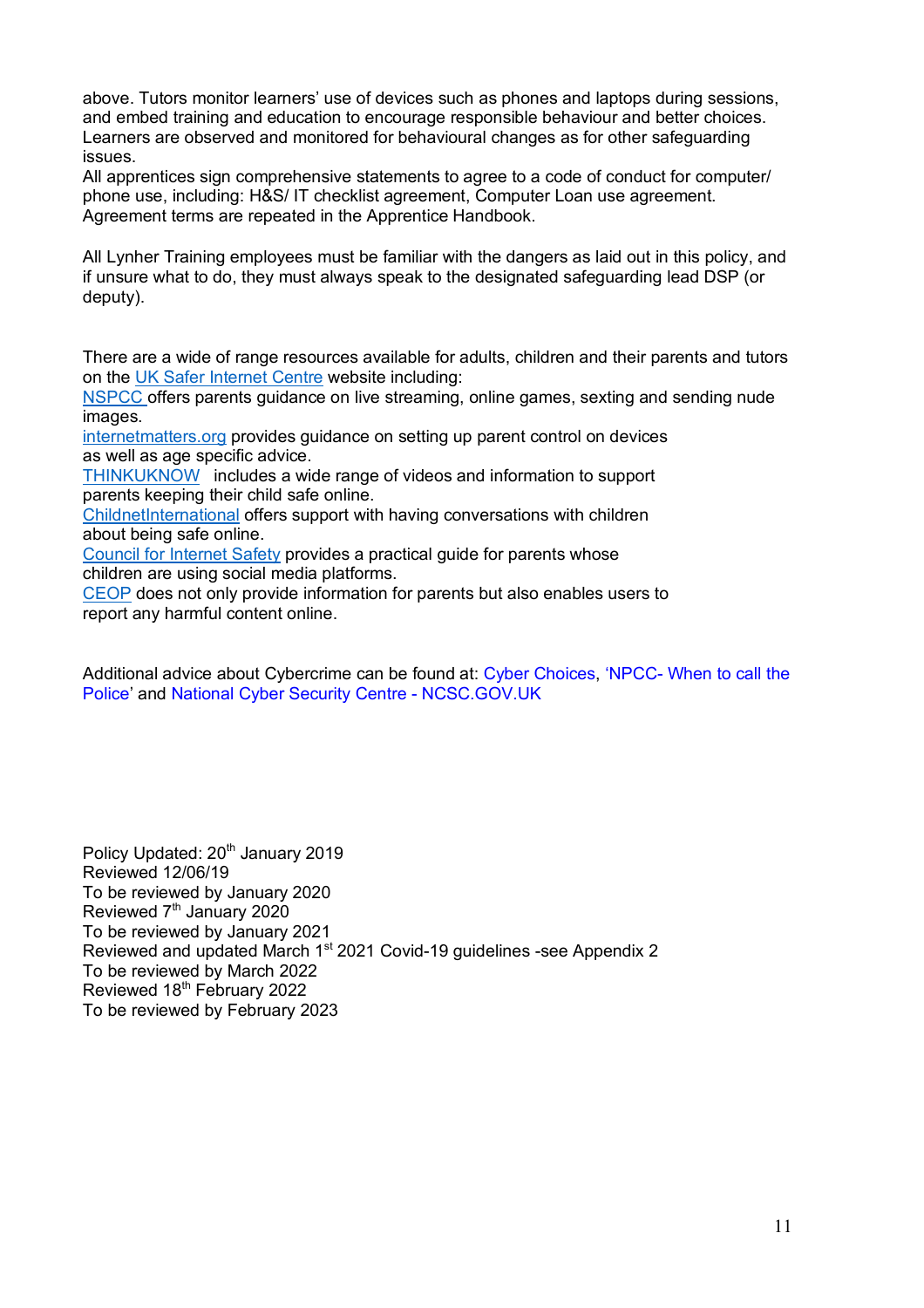above. Tutors monitor learners' use of devices such as phones and laptops during sessions, and embed training and education to encourage responsible behaviour and better choices. Learners are observed and monitored for behavioural changes as for other safeguarding issues.
All apprentices sign comprehensive statements to agree to a code of conduct for computer/ phone use, including: H&S/ IT checklist agreement, Computer Loan use agreement. Agreement terms are repeated in the Apprentice Handbook.

All Lynher Training employees must be familiar with the dangers as laid out in this policy, and if unsure what to do, they must always speak to the designated safeguarding lead DSP (or deputy).

There are a wide of range resources available for adults, children and their parents and tutors on the UK Safer Internet Centre website including:
NSPCC offers parents guidance on live streaming, online games, sexting and sending nude images.
internetmatters.org provides guidance on setting up parent control on devices as well as age specific advice.
THINKUKNOW includes a wide range of videos and information to support parents keeping their child safe online.
ChildnetInternational offers support with having conversations with children about being safe online.
Council for Internet Safety provides a practical guide for parents whose children are using social media platforms.
CEOP does not only provide information for parents but also enables users to report any harmful content online.

Additional advice about Cybercrime can be found at: Cyber Choices, 'NPCC- When to call the Police' and National Cyber Security Centre - NCSC.GOV.UK

Policy Updated: 20th January 2019
Reviewed 12/06/19
To be reviewed by January 2020
Reviewed 7th January 2020
To be reviewed by January 2021
Reviewed and updated March 1st 2021 Covid-19 guidelines -see Appendix 2
To be reviewed by March 2022
Reviewed 18th February 2022
To be reviewed by February 2023